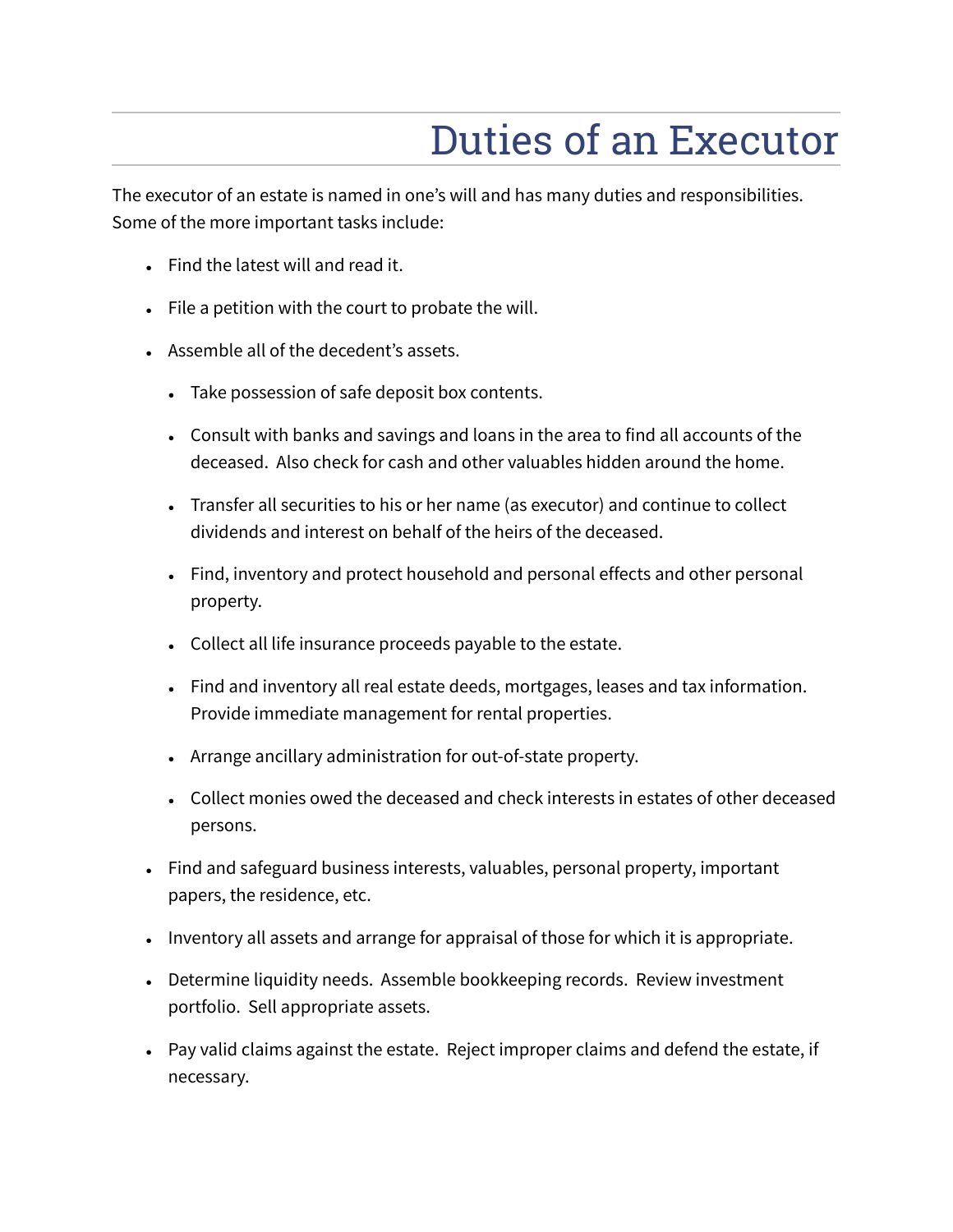# Duties of an Executor

The executor of an estate is named in one's will and has many duties and responsibilities. Some of the more important tasks include:

- Find the latest will and read it.
- File a petition with the court to probate the will.
- Assemble all of the decedent's assets.
    - Take possession of safe deposit box contents.
    - Consult with banks and savings and loans in the area to find all accounts of the deceased. Also check for cash and other valuables hidden around the home.
    - Transfer all securities to his or her name (as executor) and continue to collect dividends and interest on behalf of the heirs of the deceased.
    - Find, inventory and protect household and personal effects and other personal property.
    - Collect all life insurance proceeds payable to the estate.
    - Find and inventory all real estate deeds, mortgages, leases and tax information. Provide immediate management for rental properties.
    - Arrange ancillary administration for out-of-state property.
    - Collect monies owed the deceased and check interests in estates of other deceased persons.
- Find and safeguard business interests, valuables, personal property, important papers, the residence, etc.
- Inventory all assets and arrange for appraisal of those for which it is appropriate.
- Determine liquidity needs. Assemble bookkeeping records. Review investment portfolio. Sell appropriate assets.
- Pay valid claims against the estate. Reject improper claims and defend the estate, if necessary.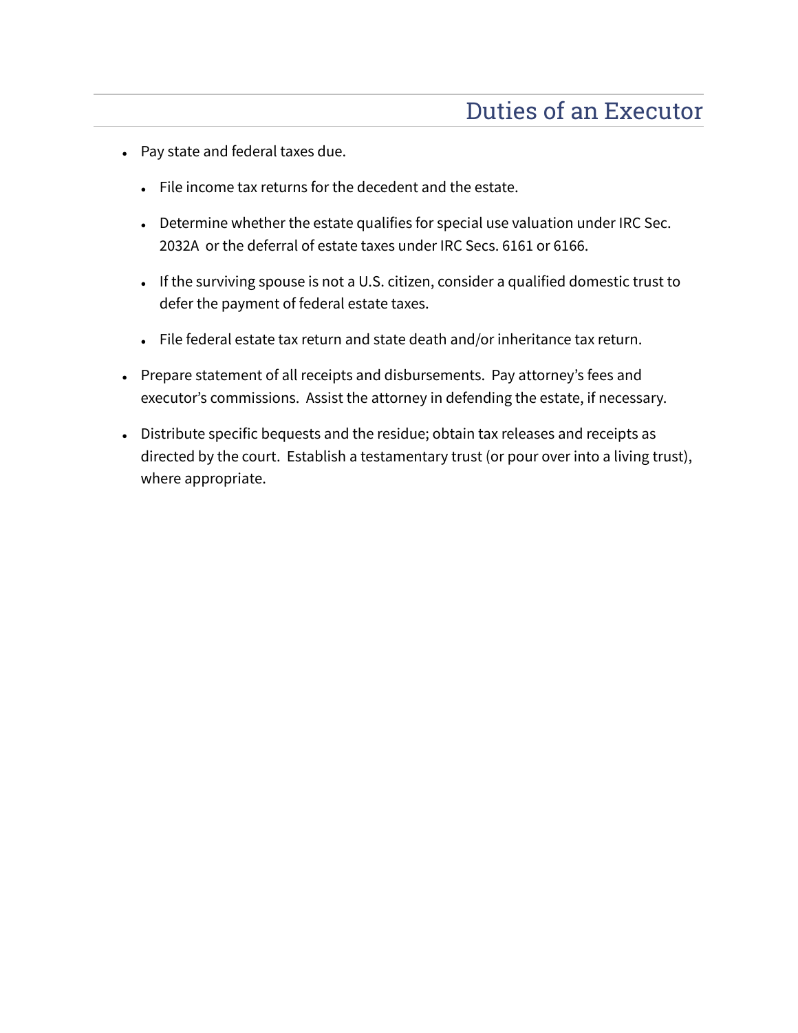## Duties of an Executor

- Pay state and federal taxes due.
  - File income tax returns for the decedent and the estate.
  - Determine whether the estate qualifies for special use valuation under IRC Sec. 2032A or the deferral of estate taxes under IRC Secs. 6161 or 6166.
  - If the surviving spouse is not a U.S. citizen, consider a qualified domestic trust to defer the payment of federal estate taxes.
  - File federal estate tax return and state death and/or inheritance tax return.
- Prepare statement of all receipts and disbursements. Pay attorney's fees and executor's commissions. Assist the attorney in defending the estate, if necessary.
- Distribute specific bequests and the residue; obtain tax releases and receipts as directed by the court. Establish a testamentary trust (or pour over into a living trust), where appropriate.